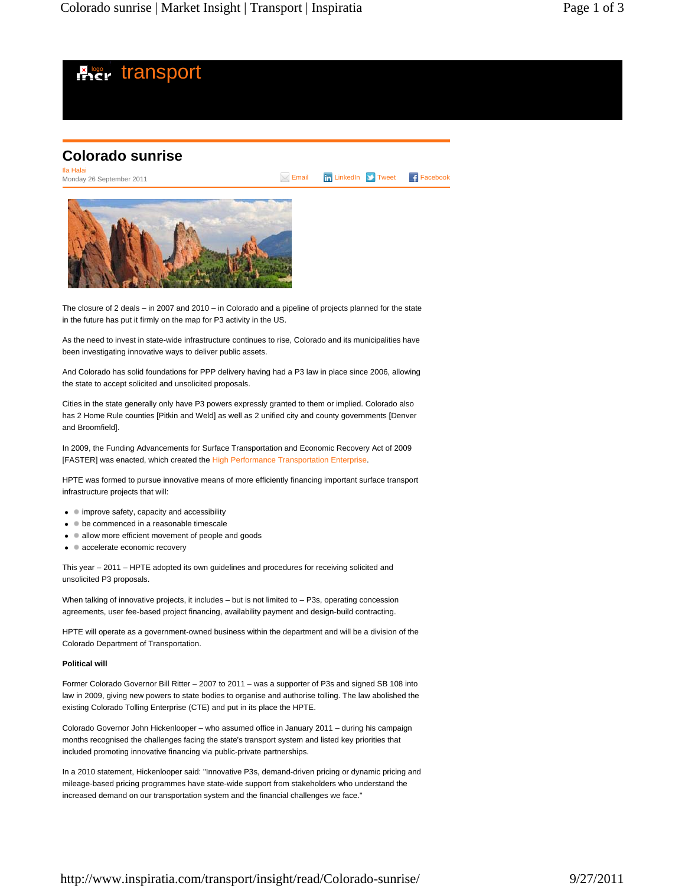transport

# Colorado sunrise

Ila Halai
Monday 26 September 2011

Email LinkedIn Tweet Facebook

The closure of 2 deals – in 2007 and 2010 – in Colorado and a pipeline of projects planned for the state in the future has put it firmly on the map for P3 activity in the US.

As the need to invest in state-wide infrastructure continues to rise, Colorado and its municipalities have been investigating innovative ways to deliver public assets.

And Colorado has solid foundations for PPP delivery having had a P3 law in place since 2006, allowing the state to accept solicited and unsolicited proposals.

Cities in the state generally only have P3 powers expressly granted to them or implied. Colorado also has 2 Home Rule counties [Pitkin and Weld] as well as 2 unified city and county governments [Denver and Broomfield].

In 2009, the Funding Advancements for Surface Transportation and Economic Recovery Act of 2009 [FASTER] was enacted, which created the High Performance Transportation Enterprise.

HPTE was formed to pursue innovative means of more efficiently financing important surface transport infrastructure projects that will:

- improve safety, capacity and accessibility
- be commenced in a reasonable timescale
- allow more efficient movement of people and goods
- accelerate economic recovery

This year – 2011 – HPTE adopted its own guidelines and procedures for receiving solicited and unsolicited P3 proposals.

When talking of innovative projects, it includes – but is not limited to – P3s, operating concession agreements, user fee-based project financing, availability payment and design-build contracting.

HPTE will operate as a government-owned business within the department and will be a division of the Colorado Department of Transportation.

**Political will**

Former Colorado Governor Bill Ritter – 2007 to 2011 – was a supporter of P3s and signed SB 108 into law in 2009, giving new powers to state bodies to organise and authorise tolling. The law abolished the existing Colorado Tolling Enterprise (CTE) and put in its place the HPTE.

Colorado Governor John Hickenlooper – who assumed office in January 2011 – during his campaign months recognised the challenges facing the state's transport system and listed key priorities that included promoting innovative financing via public-private partnerships.

In a 2010 statement, Hickenlooper said: "Innovative P3s, demand-driven pricing or dynamic pricing and mileage-based pricing programmes have state-wide support from stakeholders who understand the increased demand on our transportation system and the financial challenges we face."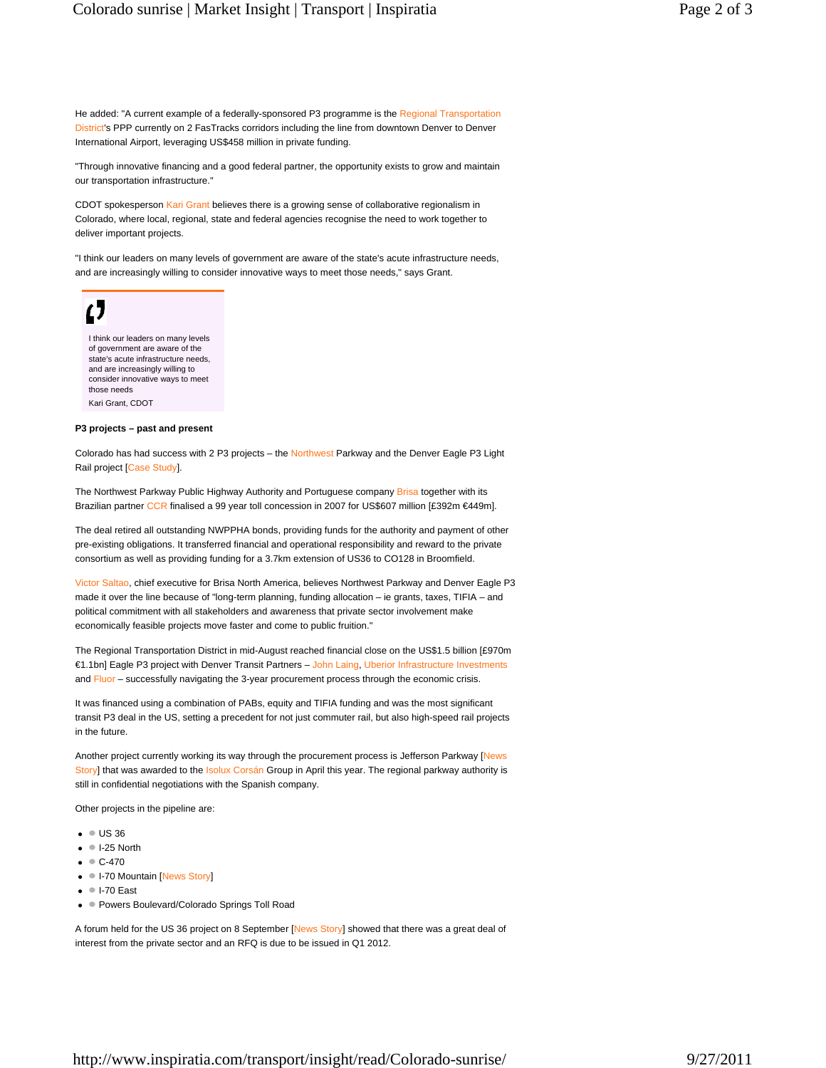He added: "A current example of a federally-sponsored P3 programme is the Regional Transportation District's PPP currently on 2 FasTracks corridors including the line from downtown Denver to Denver International Airport, leveraging US$458 million in private funding.

"Through innovative financing and a good federal partner, the opportunity exists to grow and maintain our transportation infrastructure."

CDOT spokesperson Kari Grant believes there is a growing sense of collaborative regionalism in Colorado, where local, regional, state and federal agencies recognise the need to work together to deliver important projects.

"I think our leaders on many levels of government are aware of the state's acute infrastructure needs, and are increasingly willing to consider innovative ways to meet those needs," says Grant.

> I think our leaders on many levels of government are aware of the state's acute infrastructure needs, and are increasingly willing to consider innovative ways to meet those needs
>
> Kari Grant, CDOT

**P3 projects – past and present**

Colorado has had success with 2 P3 projects – the Northwest Parkway and the Denver Eagle P3 Light Rail project [Case Study].

The Northwest Parkway Public Highway Authority and Portuguese company Brisa together with its Brazilian partner CCR finalised a 99 year toll concession in 2007 for US$607 million [£392m €449m].

The deal retired all outstanding NWPPHA bonds, providing funds for the authority and payment of other pre-existing obligations. It transferred financial and operational responsibility and reward to the private consortium as well as providing funding for a 3.7km extension of US36 to CO128 in Broomfield.

Victor Saltao, chief executive for Brisa North America, believes Northwest Parkway and Denver Eagle P3 made it over the line because of "long-term planning, funding allocation – ie grants, taxes, TIFIA – and political commitment with all stakeholders and awareness that private sector involvement make economically feasible projects move faster and come to public fruition."

The Regional Transportation District in mid-August reached financial close on the US$1.5 billion [£970m €1.1bn] Eagle P3 project with Denver Transit Partners – John Laing, Uberior Infrastructure Investments and Fluor – successfully navigating the 3-year procurement process through the economic crisis.

It was financed using a combination of PABs, equity and TIFIA funding and was the most significant transit P3 deal in the US, setting a precedent for not just commuter rail, but also high-speed rail projects in the future.

Another project currently working its way through the procurement process is Jefferson Parkway [News Story] that was awarded to the Isolux Corsán Group in April this year. The regional parkway authority is still in confidential negotiations with the Spanish company.

Other projects in the pipeline are:

- US 36
- I-25 North
- C-470
- I-70 Mountain [News Story]
- I-70 East
- Powers Boulevard/Colorado Springs Toll Road

A forum held for the US 36 project on 8 September [News Story] showed that there was a great deal of interest from the private sector and an RFQ is due to be issued in Q1 2012.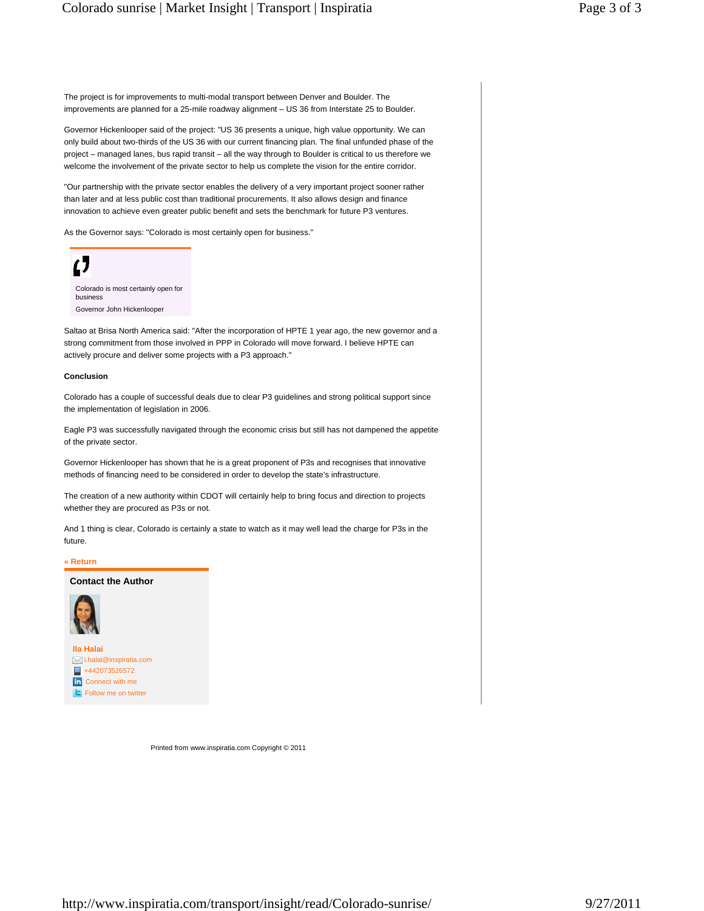The project is for improvements to multi-modal transport between Denver and Boulder. The improvements are planned for a 25-mile roadway alignment – US 36 from Interstate 25 to Boulder.

Governor Hickenlooper said of the project: "US 36 presents a unique, high value opportunity. We can only build about two-thirds of the US 36 with our current financing plan. The final unfunded phase of the project – managed lanes, bus rapid transit – all the way through to Boulder is critical to us therefore we welcome the involvement of the private sector to help us complete the vision for the entire corridor.

"Our partnership with the private sector enables the delivery of a very important project sooner rather than later and at less public cost than traditional procurements. It also allows design and finance innovation to achieve even greater public benefit and sets the benchmark for future P3 ventures.

As the Governor says: "Colorado is most certainly open for business."

> Colorado is most certainly open for business
>
> Governor John Hickenlooper

Saltao at Brisa North America said: "After the incorporation of HPTE 1 year ago, the new governor and a strong commitment from those involved in PPP in Colorado will move forward. I believe HPTE can actively procure and deliver some projects with a P3 approach."

**Conclusion**

Colorado has a couple of successful deals due to clear P3 guidelines and strong political support since the implementation of legislation in 2006.

Eagle P3 was successfully navigated through the economic crisis but still has not dampened the appetite of the private sector.

Governor Hickenlooper has shown that he is a great proponent of P3s and recognises that innovative methods of financing need to be considered in order to develop the state's infrastructure.

The creation of a new authority within CDOT will certainly help to bring focus and direction to projects whether they are procured as P3s or not.

And 1 thing is clear, Colorado is certainly a state to watch as it may well lead the charge for P3s in the future.

« Return

**Contact the Author**

Ila Halai
i.halai@inspiratia.com
+442073526572
Connect with me
Follow me on twitter

Printed from www.inspiratia.com Copyright © 2011